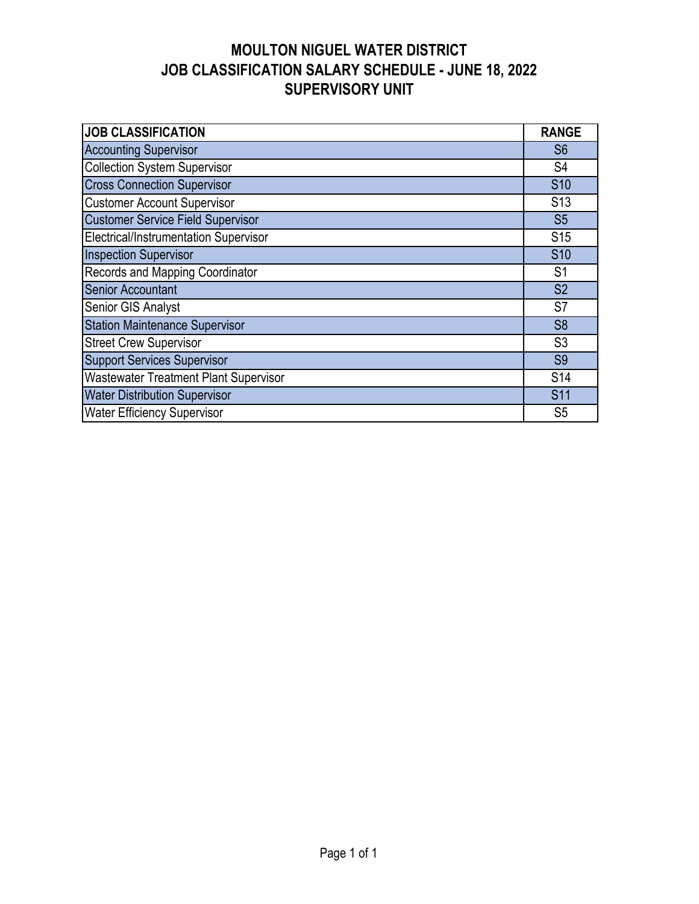# MOULTON NIGUEL WATER DISTRICT
# JOB CLASSIFICATION SALARY SCHEDULE - JUNE 18, 2022
# SUPERVISORY UNIT

| JOB CLASSIFICATION | RANGE |
|---|---|
| Accounting Supervisor | S6 |
| Collection System Supervisor | S4 |
| Cross Connection Supervisor | S10 |
| Customer Account Supervisor | S13 |
| Customer Service Field Supervisor | S5 |
| Electrical/Instrumentation Supervisor | S15 |
| Inspection Supervisor | S10 |
| Records and Mapping Coordinator | S1 |
| Senior Accountant | S2 |
| Senior GIS Analyst | S7 |
| Station Maintenance Supervisor | S8 |
| Street Crew Supervisor | S3 |
| Support Services Supervisor | S9 |
| Wastewater Treatment Plant Supervisor | S14 |
| Water Distribution Supervisor | S11 |
| Water Efficiency Supervisor | S5 |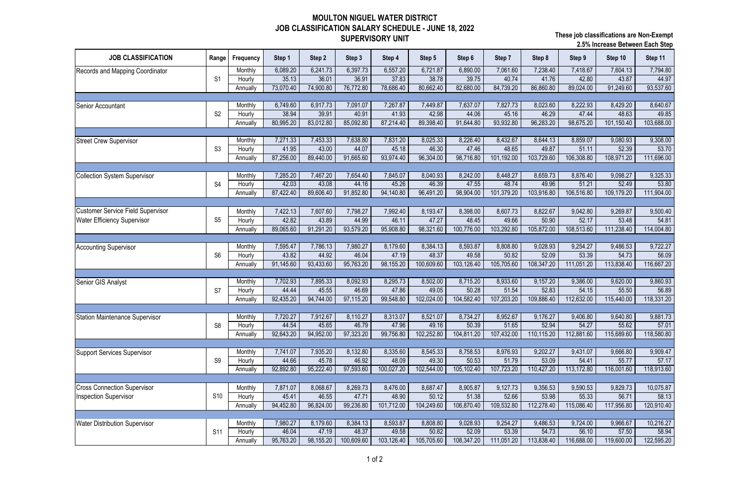# MOULTON NIGUEL WATER DISTRICT
# JOB CLASSIFICATION SALARY SCHEDULE - JUNE 18, 2022
## SUPERVISORY UNIT

**These job classifications are Non-Exempt**
**2.5% Increase Between Each Step**

| JOB CLASSIFICATION | Range | Frequency | Step 1 | Step 2 | Step 3 | Step 4 | Step 5 | Step 6 | Step 7 | Step 8 | Step 9 | Step 10 | Step 11 |
|---|---|---|---|---|---|---|---|---|---|---|---|---|---|
| Records and Mapping Coordinator | S1 | Monthly | 6,089.20 | 6,241.73 | 6,397.73 | 6,557.20 | 6,721.87 | 6,890.00 | 7,061.60 | 7,238.40 | 7,418.67 | 7,604.13 | 7,794.80 |
| | | Hourly | 35.13 | 36.01 | 36.91 | 37.83 | 38.78 | 39.75 | 40.74 | 41.76 | 42.80 | 43.87 | 44.97 |
| | | Annually | 73,070.40 | 74,900.80 | 76,772.80 | 78,686.40 | 80,662.40 | 82,680.00 | 84,739.20 | 86,860.80 | 89,024.00 | 91,249.60 | 93,537.60 |
| Senior Accountant | S2 | Monthly | 6,749.60 | 6,917.73 | 7,091.07 | 7,267.87 | 7,449.87 | 7,637.07 | 7,827.73 | 8,023.60 | 8,222.93 | 8,429.20 | 8,640.67 |
| | | Hourly | 38.94 | 39.91 | 40.91 | 41.93 | 42.98 | 44.06 | 45.16 | 46.29 | 47.44 | 48.63 | 49.85 |
| | | Annually | 80,995.20 | 83,012.80 | 85,092.80 | 87,214.40 | 89,398.40 | 91,644.80 | 93,932.80 | 96,283.20 | 98,675.20 | 101,150.40 | 103,688.00 |
| Street Crew Supervisor | S3 | Monthly | 7,271.33 | 7,453.33 | 7,638.80 | 7,831.20 | 8,025.33 | 8,226.40 | 8,432.67 | 8,644.13 | 8,859.07 | 9,080.93 | 9,308.00 |
| | | Hourly | 41.95 | 43.00 | 44.07 | 45.18 | 46.30 | 47.46 | 48.65 | 49.87 | 51.11 | 52.39 | 53.70 |
| | | Annually | 87,256.00 | 89,440.00 | 91,665.60 | 93,974.40 | 96,304.00 | 98,716.80 | 101,192.00 | 103,729.60 | 106,308.80 | 108,971.20 | 111,696.00 |
| Collection System Supervisor | S4 | Monthly | 7,285.20 | 7,467.20 | 7,654.40 | 7,845.07 | 8,040.93 | 8,242.00 | 8,448.27 | 8,659.73 | 8,876.40 | 9,098.27 | 9,325.33 |
| | | Hourly | 42.03 | 43.08 | 44.16 | 45.26 | 46.39 | 47.55 | 48.74 | 49.96 | 51.21 | 52.49 | 53.80 |
| | | Annually | 87,422.40 | 89,606.40 | 91,852.80 | 94,140.80 | 96,491.20 | 98,904.00 | 101,379.20 | 103,916.80 | 106,516.80 | 109,179.20 | 111,904.00 |
| Customer Service Field Supervisor<br>Water Efficiency Supervisor | S5 | Monthly | 7,422.13 | 7,607.60 | 7,798.27 | 7,992.40 | 8,193.47 | 8,398.00 | 8,607.73 | 8,822.67 | 9,042.80 | 9,269.87 | 9,500.40 |
| | | Hourly | 42.82 | 43.89 | 44.99 | 46.11 | 47.27 | 48.45 | 49.66 | 50.90 | 52.17 | 53.48 | 54.81 |
| | | Annually | 89,065.60 | 91,291.20 | 93,579.20 | 95,908.80 | 98,321.60 | 100,776.00 | 103,292.80 | 105,872.00 | 108,513.60 | 111,238.40 | 114,004.80 |
| Accounting Supervisor | S6 | Monthly | 7,595.47 | 7,786.13 | 7,980.27 | 8,179.60 | 8,384.13 | 8,593.87 | 8,808.80 | 9,028.93 | 9,254.27 | 9,486.53 | 9,722.27 |
| | | Hourly | 43.82 | 44.92 | 46.04 | 47.19 | 48.37 | 49.58 | 50.82 | 52.09 | 53.39 | 54.73 | 56.09 |
| | | Annually | 91,145.60 | 93,433.60 | 95,763.20 | 98,155.20 | 100,609.60 | 103,126.40 | 105,705.60 | 108,347.20 | 111,051.20 | 113,838.40 | 116,667.20 |
| Senior GIS Analyst | S7 | Monthly | 7,702.93 | 7,895.33 | 8,092.93 | 8,295.73 | 8,502.00 | 8,715.20 | 8,933.60 | 9,157.20 | 9,386.00 | 9,620.00 | 9,860.93 |
| | | Hourly | 44.44 | 45.55 | 46.69 | 47.86 | 49.05 | 50.28 | 51.54 | 52.83 | 54.15 | 55.50 | 56.89 |
| | | Annually | 92,435.20 | 94,744.00 | 97,115.20 | 99,548.80 | 102,024.00 | 104,582.40 | 107,203.20 | 109,886.40 | 112,632.00 | 115,440.00 | 118,331.20 |
| Station Maintenance Supervisor | S8 | Monthly | 7,720.27 | 7,912.67 | 8,110.27 | 8,313.07 | 8,521.07 | 8,734.27 | 8,952.67 | 9,176.27 | 9,406.80 | 9,640.80 | 9,881.73 |
| | | Hourly | 44.54 | 45.65 | 46.79 | 47.96 | 49.16 | 50.39 | 51.65 | 52.94 | 54.27 | 55.62 | 57.01 |
| | | Annually | 92,643.20 | 94,952.00 | 97,323.20 | 99,756.80 | 102,252.80 | 104,811.20 | 107,432.00 | 110,115.20 | 112,881.60 | 115,689.60 | 118,580.80 |
| Support Services Supervisor | S9 | Monthly | 7,741.07 | 7,935.20 | 8,132.80 | 8,335.60 | 8,545.33 | 8,758.53 | 8,976.93 | 9,202.27 | 9,431.07 | 9,666.80 | 9,909.47 |
| | | Hourly | 44.66 | 45.78 | 46.92 | 48.09 | 49.30 | 50.53 | 51.79 | 53.09 | 54.41 | 55.77 | 57.17 |
| | | Annually | 92,892.80 | 95,222.40 | 97,593.60 | 100,027.20 | 102,544.00 | 105,102.40 | 107,723.20 | 110,427.20 | 113,172.80 | 116,001.60 | 118,913.60 |
| Cross Connection Supervisor<br>Inspection Supervisor | S10 | Monthly | 7,871.07 | 8,068.67 | 8,269.73 | 8,476.00 | 8,687.47 | 8,905.87 | 9,127.73 | 9,356.53 | 9,590.53 | 9,829.73 | 10,075.87 |
| | | Hourly | 45.41 | 46.55 | 47.71 | 48.90 | 50.12 | 51.38 | 52.66 | 53.98 | 55.33 | 56.71 | 58.13 |
| | | Annually | 94,452.80 | 96,824.00 | 99,236.80 | 101,712.00 | 104,249.60 | 106,870.40 | 109,532.80 | 112,278.40 | 115,086.40 | 117,956.80 | 120,910.40 |
| Water Distribution Supervisor | S11 | Monthly | 7,980.27 | 8,179.60 | 8,384.13 | 8,593.87 | 8,808.80 | 9,028.93 | 9,254.27 | 9,486.53 | 9,724.00 | 9,966.67 | 10,216.27 |
| | | Hourly | 46.04 | 47.19 | 48.37 | 49.58 | 50.82 | 52.09 | 53.39 | 54.73 | 56.10 | 57.50 | 58.94 |
| | | Annually | 95,763.20 | 98,155.20 | 100,609.60 | 103,126.40 | 105,705.60 | 108,347.20 | 111,051.20 | 113,838.40 | 116,688.00 | 119,600.00 | 122,595.20 |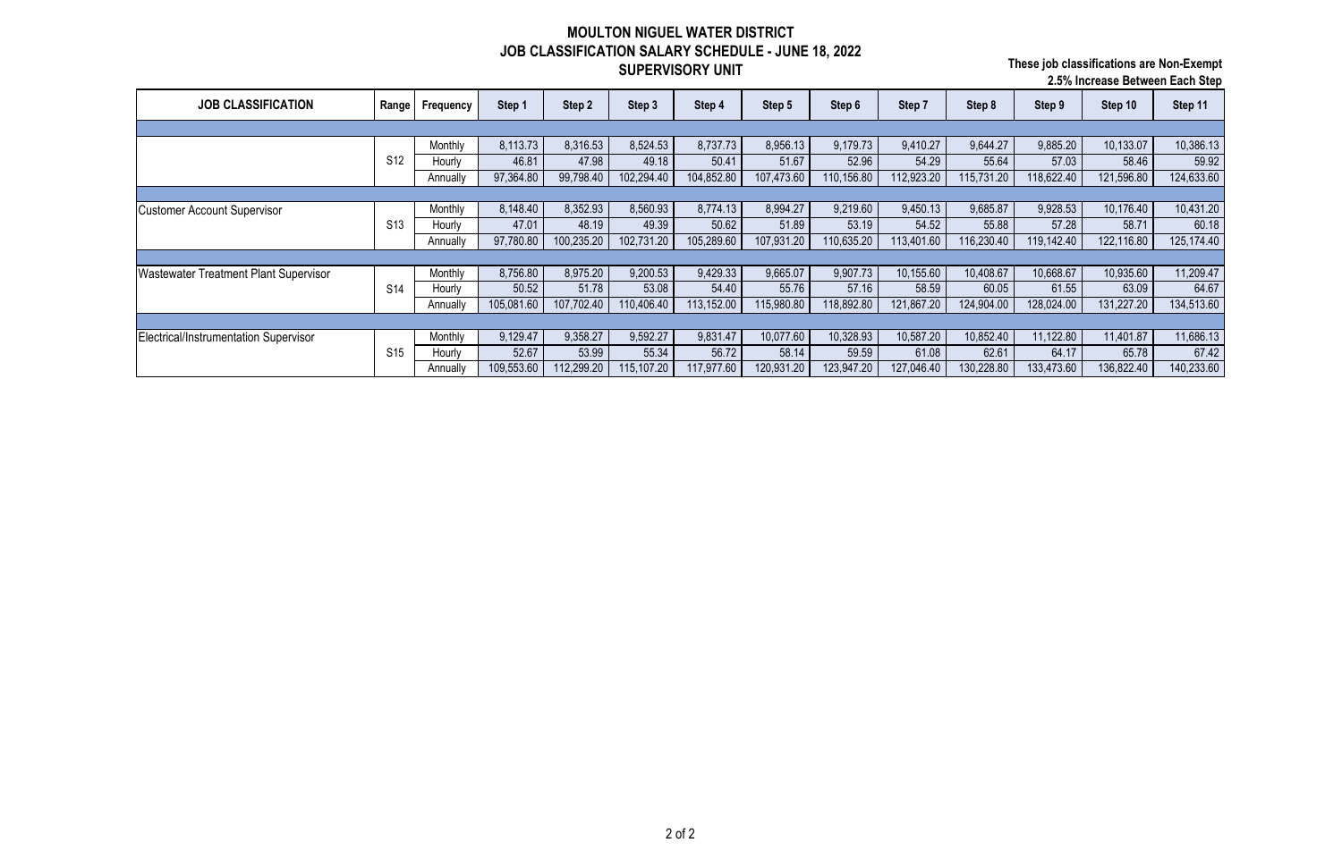# MOULTON NIGUEL WATER DISTRICT
## JOB CLASSIFICATION SALARY SCHEDULE - JUNE 18, 2022
### SUPERVISORY UNIT

**These job classifications are Non-Exempt**
**2.5% Increase Between Each Step**

| JOB CLASSIFICATION | Range | Frequency | Step 1 | Step 2 | Step 3 | Step 4 | Step 5 | Step 6 | Step 7 | Step 8 | Step 9 | Step 10 | Step 11 |
|---|---|---|---|---|---|---|---|---|---|---|---|---|---|
| | S12 | Monthly | 8,113.73 | 8,316.53 | 8,524.53 | 8,737.73 | 8,956.13 | 9,179.73 | 9,410.27 | 9,644.27 | 9,885.20 | 10,133.07 | 10,386.13 |
| | | Hourly | 46.81 | 47.98 | 49.18 | 50.41 | 51.67 | 52.96 | 54.29 | 55.64 | 57.03 | 58.46 | 59.92 |
| | | Annually | 97,364.80 | 99,798.40 | 102,294.40 | 104,852.80 | 107,473.60 | 110,156.80 | 112,923.20 | 115,731.20 | 118,622.40 | 121,596.80 | 124,633.60 |
| Customer Account Supervisor | S13 | Monthly | 8,148.40 | 8,352.93 | 8,560.93 | 8,774.13 | 8,994.27 | 9,219.60 | 9,450.13 | 9,685.87 | 9,928.53 | 10,176.40 | 10,431.20 |
| | | Hourly | 47.01 | 48.19 | 49.39 | 50.62 | 51.89 | 53.19 | 54.52 | 55.88 | 57.28 | 58.71 | 60.18 |
| | | Annually | 97,780.80 | 100,235.20 | 102,731.20 | 105,289.60 | 107,931.20 | 110,635.20 | 113,401.60 | 116,230.40 | 119,142.40 | 122,116.80 | 125,174.40 |
| Wastewater Treatment Plant Supervisor | S14 | Monthly | 8,756.80 | 8,975.20 | 9,200.53 | 9,429.33 | 9,665.07 | 9,907.73 | 10,155.60 | 10,408.67 | 10,668.67 | 10,935.60 | 11,209.47 |
| | | Hourly | 50.52 | 51.78 | 53.08 | 54.40 | 55.76 | 57.16 | 58.59 | 60.05 | 61.55 | 63.09 | 64.67 |
| | | Annually | 105,081.60 | 107,702.40 | 110,406.40 | 113,152.00 | 115,980.80 | 118,892.80 | 121,867.20 | 124,904.00 | 128,024.00 | 131,227.20 | 134,513.60 |
| Electrical/Instrumentation Supervisor | S15 | Monthly | 9,129.47 | 9,358.27 | 9,592.27 | 9,831.47 | 10,077.60 | 10,328.93 | 10,587.20 | 10,852.40 | 11,122.80 | 11,401.87 | 11,686.13 |
| | | Hourly | 52.67 | 53.99 | 55.34 | 56.72 | 58.14 | 59.59 | 61.08 | 62.61 | 64.17 | 65.78 | 67.42 |
| | | Annually | 109,553.60 | 112,299.20 | 115,107.20 | 117,977.60 | 120,931.20 | 123,947.20 | 127,046.40 | 130,228.80 | 133,473.60 | 136,822.40 | 140,233.60 |